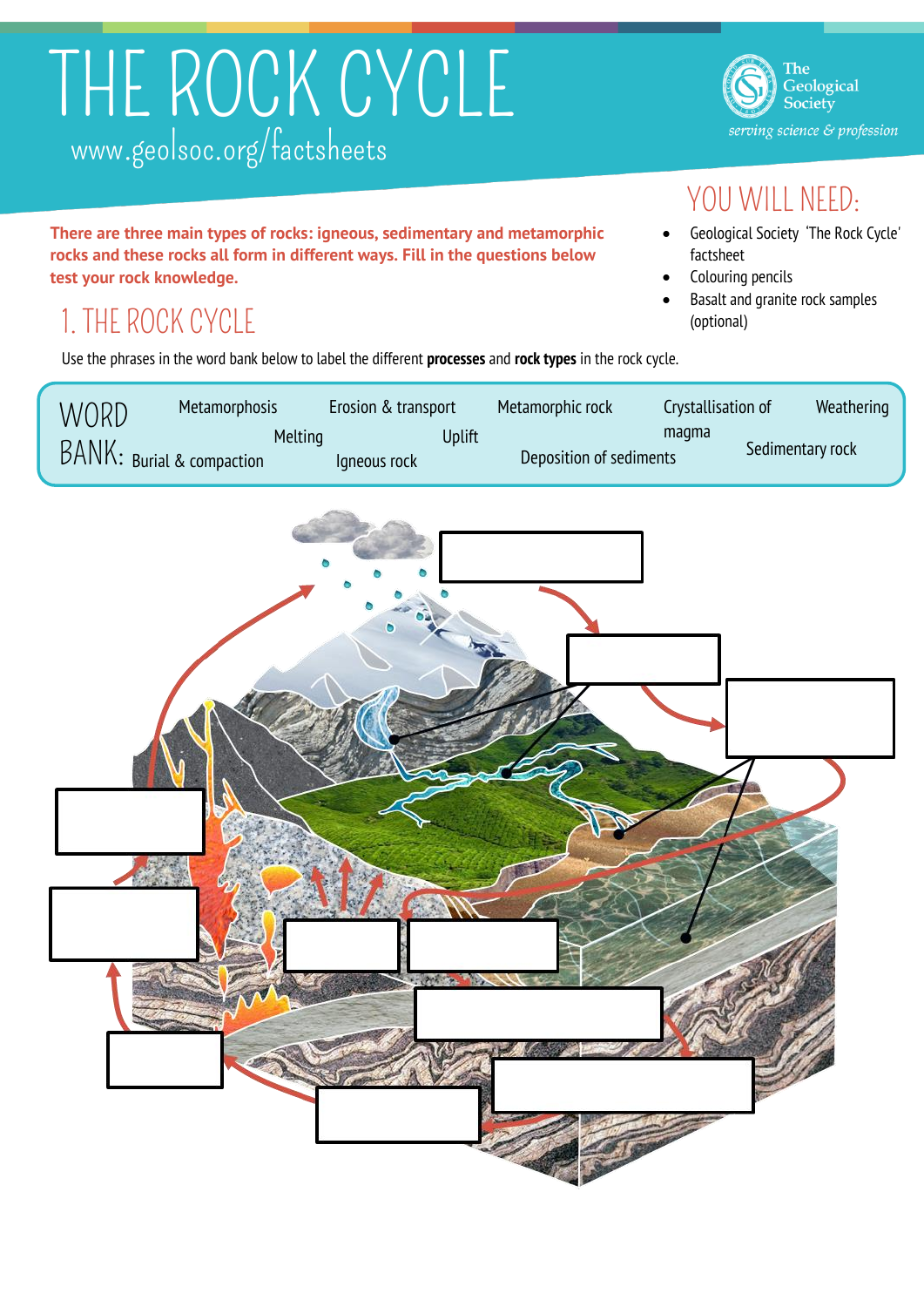# THE ROCK CYCLE

www.geolsoc.org/factsheets

The Geological Society
*serving science & profession*

**There are three main types of rocks: igneous, sedimentary and metamorphic rocks and these rocks all form in different ways. Fill in the questions below test your rock knowledge.**

## YOU WILL NEED:

- Geological Society 'The Rock Cycle' factsheet
- Colouring pencils
- Basalt and granite rock samples (optional)

## 1. THE ROCK CYCLE

Use the phrases in the word bank below to label the different **processes** and **rock types** in the rock cycle.

**WORD BANK:** Metamorphosis, Erosion & transport, Metamorphic rock, Crystallisation of magma, Weathering, Melting, Uplift, Burial & compaction, Igneous rock, Deposition of sediments, Sedimentary rock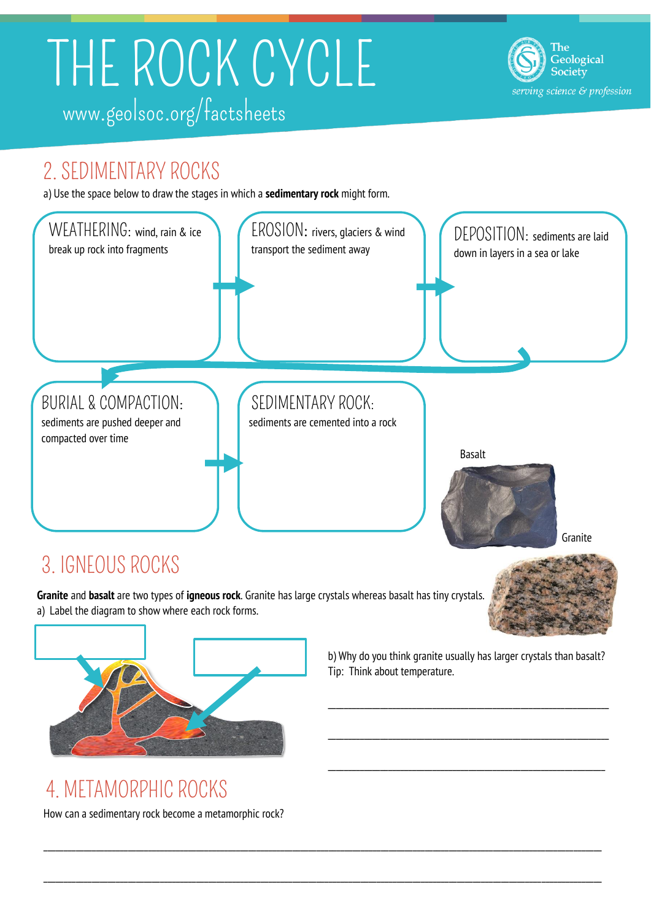# THE ROCK CYCLE

www.geolsoc.org/factsheets

The Geological Society
*serving science & profession*

## 2. SEDIMENTARY ROCKS

a) Use the space below to draw the stages in which a **sedimentary rock** might form.

WEATHERING: wind, rain & ice break up rock into fragments

EROSION: rivers, glaciers & wind transport the sediment away

DEPOSITION: sediments are laid down in layers in a sea or lake

BURIAL & COMPACTION: sediments are pushed deeper and compacted over time

SEDIMENTARY ROCK: sediments are cemented into a rock

Basalt

Granite

## 3. IGNEOUS ROCKS

**Granite** and **basalt** are two types of **igneous rock**. Granite has large crystals whereas basalt has tiny crystals.

a) Label the diagram to show where each rock forms.

b) Why do you think granite usually has larger crystals than basalt?
Tip: Think about temperature.

_______________________________________________

_______________________________________________

_______________________________________________

## 4. METAMORPHIC ROCKS

How can a sedimentary rock become a metamorphic rock?

_______________________________________________________________________________________

_______________________________________________________________________________________